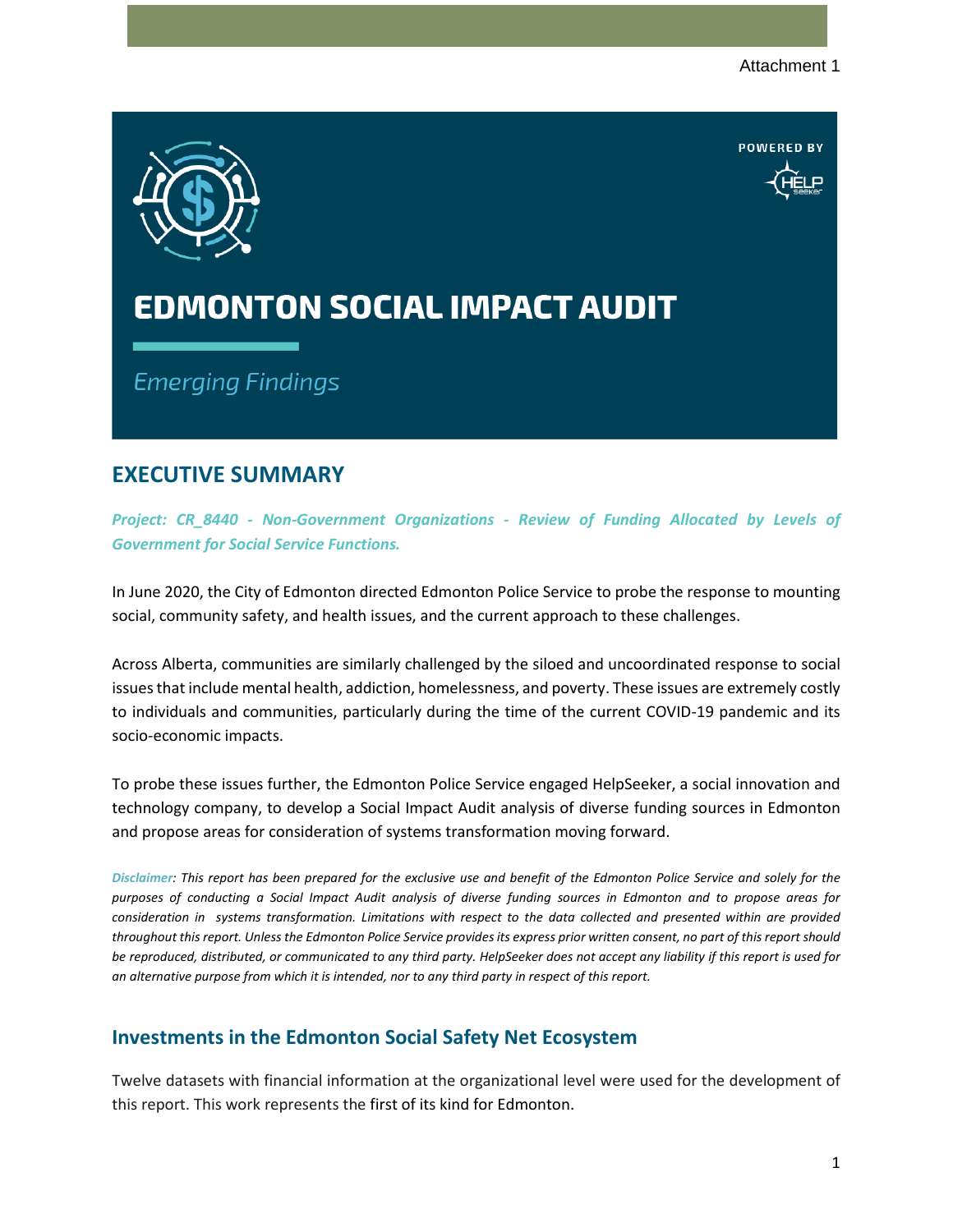Attachment 1

POWERED BY

# EDMONTON SOCIAL IMPACT AUDIT

*Emerging Findings*

## EXECUTIVE SUMMARY

***Project: CR_8440 - Non-Government Organizations - Review of Funding Allocated by Levels of Government for Social Service Functions.***

In June 2020, the City of Edmonton directed Edmonton Police Service to probe the response to mounting social, community safety, and health issues, and the current approach to these challenges.

Across Alberta, communities are similarly challenged by the siloed and uncoordinated response to social issues that include mental health, addiction, homelessness, and poverty. These issues are extremely costly to individuals and communities, particularly during the time of the current COVID-19 pandemic and its socio-economic impacts.

To probe these issues further, the Edmonton Police Service engaged HelpSeeker, a social innovation and technology company, to develop a Social Impact Audit analysis of diverse funding sources in Edmonton and propose areas for consideration of systems transformation moving forward.

*Disclaimer: This report has been prepared for the exclusive use and benefit of the Edmonton Police Service and solely for the purposes of conducting a Social Impact Audit analysis of diverse funding sources in Edmonton and to propose areas for consideration in systems transformation. Limitations with respect to the data collected and presented within are provided throughout this report. Unless the Edmonton Police Service provides its express prior written consent, no part of this report should be reproduced, distributed, or communicated to any third party. HelpSeeker does not accept any liability if this report is used for an alternative purpose from which it is intended, nor to any third party in respect of this report.*

### Investments in the Edmonton Social Safety Net Ecosystem

Twelve datasets with financial information at the organizational level were used for the development of this report. This work represents the first of its kind for Edmonton.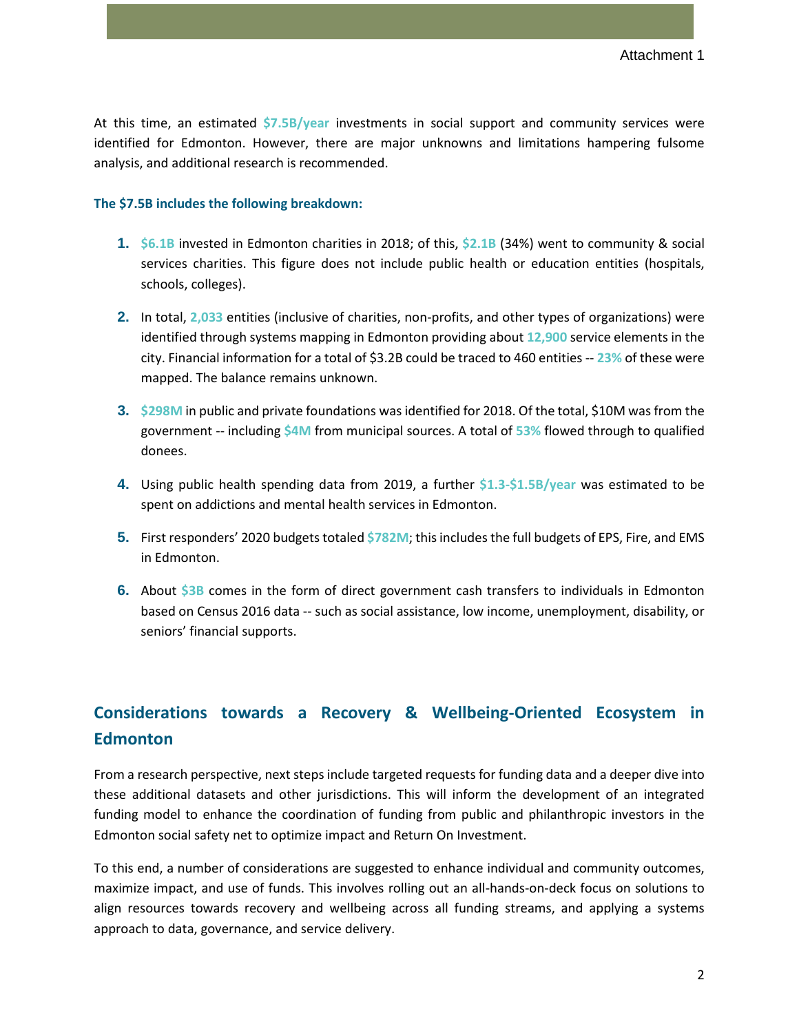Attachment 1

At this time, an estimated **$7.5B/year** investments in social support and community services were identified for Edmonton. However, there are major unknowns and limitations hampering fulsome analysis, and additional research is recommended.

**The $7.5B includes the following breakdown:**

1. **$6.1B** invested in Edmonton charities in 2018; of this, **$2.1B** (34%) went to community & social services charities. This figure does not include public health or education entities (hospitals, schools, colleges).
2. In total, **2,033** entities (inclusive of charities, non-profits, and other types of organizations) were identified through systems mapping in Edmonton providing about **12,900** service elements in the city. Financial information for a total of $3.2B could be traced to 460 entities -- **23%** of these were mapped. The balance remains unknown.
3. **$298M** in public and private foundations was identified for 2018. Of the total, $10M was from the government -- including **$4M** from municipal sources. A total of **53%** flowed through to qualified donees.
4. Using public health spending data from 2019, a further **$1.3-$1.5B/year** was estimated to be spent on addictions and mental health services in Edmonton.
5. First responders' 2020 budgets totaled **$782M**; this includes the full budgets of EPS, Fire, and EMS in Edmonton.
6. About **$3B** comes in the form of direct government cash transfers to individuals in Edmonton based on Census 2016 data -- such as social assistance, low income, unemployment, disability, or seniors' financial supports.

## Considerations towards a Recovery & Wellbeing-Oriented Ecosystem in Edmonton

From a research perspective, next steps include targeted requests for funding data and a deeper dive into these additional datasets and other jurisdictions. This will inform the development of an integrated funding model to enhance the coordination of funding from public and philanthropic investors in the Edmonton social safety net to optimize impact and Return On Investment.

To this end, a number of considerations are suggested to enhance individual and community outcomes, maximize impact, and use of funds. This involves rolling out an all-hands-on-deck focus on solutions to align resources towards recovery and wellbeing across all funding streams, and applying a systems approach to data, governance, and service delivery.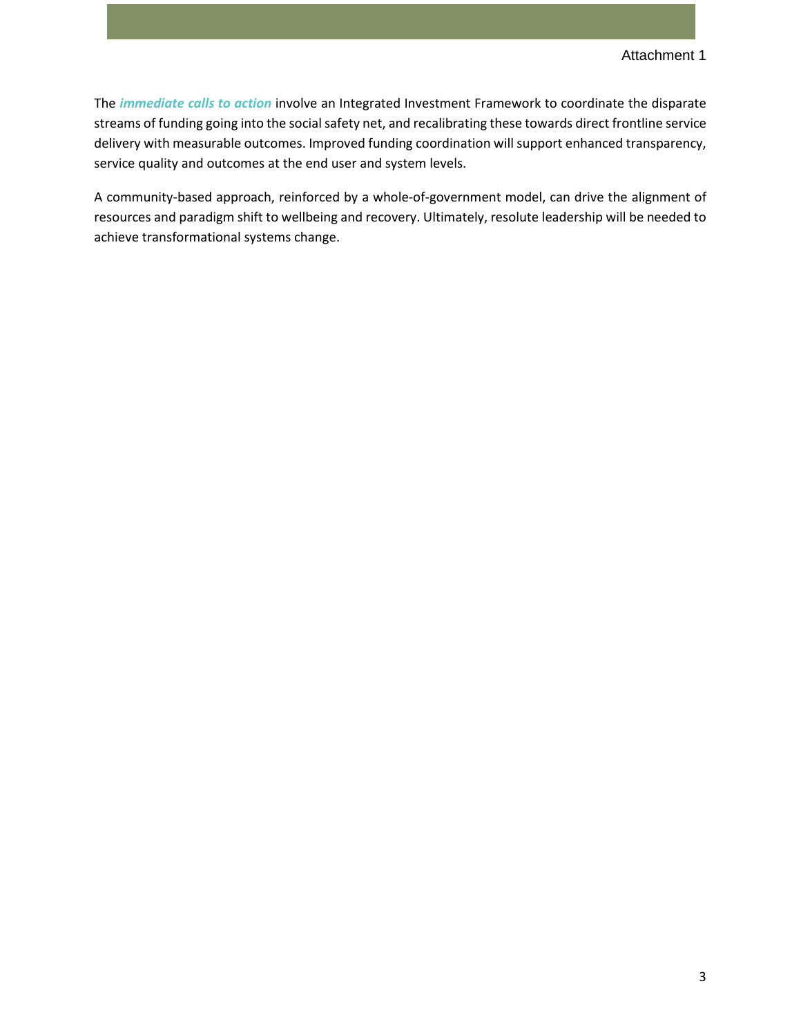The ***immediate calls to action*** involve an Integrated Investment Framework to coordinate the disparate streams of funding going into the social safety net, and recalibrating these towards direct frontline service delivery with measurable outcomes. Improved funding coordination will support enhanced transparency, service quality and outcomes at the end user and system levels.

A community-based approach, reinforced by a whole-of-government model, can drive the alignment of resources and paradigm shift to wellbeing and recovery. Ultimately, resolute leadership will be needed to achieve transformational systems change.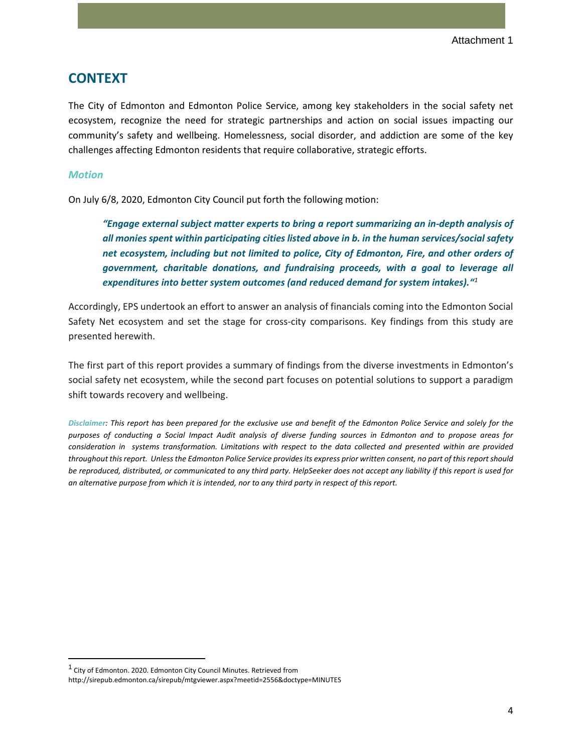Attachment 1

# CONTEXT

The City of Edmonton and Edmonton Police Service, among key stakeholders in the social safety net ecosystem, recognize the need for strategic partnerships and action on social issues impacting our community's safety and wellbeing. Homelessness, social disorder, and addiction are some of the key challenges affecting Edmonton residents that require collaborative, strategic efforts.

### *Motion*

On July 6/8, 2020, Edmonton City Council put forth the following motion:

> ***"Engage external subject matter experts to bring a report summarizing an in-depth analysis of all monies spent within participating cities listed above in b. in the human services/social safety net ecosystem, including but not limited to police, City of Edmonton, Fire, and other orders of government, charitable donations, and fundraising proceeds, with a goal to leverage all expenditures into better system outcomes (and reduced demand for system intakes)."***[1]

Accordingly, EPS undertook an effort to answer an analysis of financials coming into the Edmonton Social Safety Net ecosystem and set the stage for cross-city comparisons. Key findings from this study are presented herewith.

The first part of this report provides a summary of findings from the diverse investments in Edmonton's social safety net ecosystem, while the second part focuses on potential solutions to support a paradigm shift towards recovery and wellbeing.

*Disclaimer: This report has been prepared for the exclusive use and benefit of the Edmonton Police Service and solely for the purposes of conducting a Social Impact Audit analysis of diverse funding sources in Edmonton and to propose areas for consideration in systems transformation. Limitations with respect to the data collected and presented within are provided throughout this report. Unless the Edmonton Police Service provides its express prior written consent, no part of this report should be reproduced, distributed, or communicated to any third party. HelpSeeker does not accept any liability if this report is used for an alternative purpose from which it is intended, nor to any third party in respect of this report.*

---

[1] City of Edmonton. 2020. Edmonton City Council Minutes. Retrieved from http://sirepub.edmonton.ca/sirepub/mtgviewer.aspx?meetid=2556&doctype=MINUTES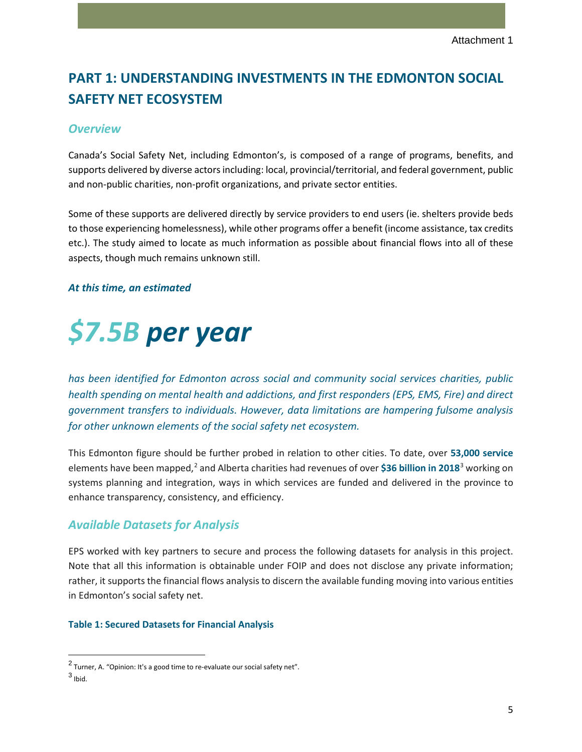# PART 1: UNDERSTANDING INVESTMENTS IN THE EDMONTON SOCIAL SAFETY NET ECOSYSTEM

## *Overview*

Canada's Social Safety Net, including Edmonton's, is composed of a range of programs, benefits, and supports delivered by diverse actors including: local, provincial/territorial, and federal government, public and non-public charities, non-profit organizations, and private sector entities.

Some of these supports are delivered directly by service providers to end users (ie. shelters provide beds to those experiencing homelessness), while other programs offer a benefit (income assistance, tax credits etc.). The study aimed to locate as much information as possible about financial flows into all of these aspects, though much remains unknown still.

***At this time, an estimated***

# ***$7.5B per year***

*has been identified for Edmonton across social and community social services charities, public health spending on mental health and addictions, and first responders (EPS, EMS, Fire) and direct government transfers to individuals. However, data limitations are hampering fulsome analysis for other unknown elements of the social safety net ecosystem.*

This Edmonton figure should be further probed in relation to other cities. To date, over **53,000 service** elements have been mapped,[2] and Alberta charities had revenues of over **$36 billion in 2018**[3] working on systems planning and integration, ways in which services are funded and delivered in the province to enhance transparency, consistency, and efficiency.

## *Available Datasets for Analysis*

EPS worked with key partners to secure and process the following datasets for analysis in this project. Note that all this information is obtainable under FOIP and does not disclose any private information; rather, it supports the financial flows analysis to discern the available funding moving into various entities in Edmonton's social safety net.

**Table 1: Secured Datasets for Financial Analysis**

[2] Turner, A. "Opinion: It's a good time to re-evaluate our social safety net".
[3] Ibid.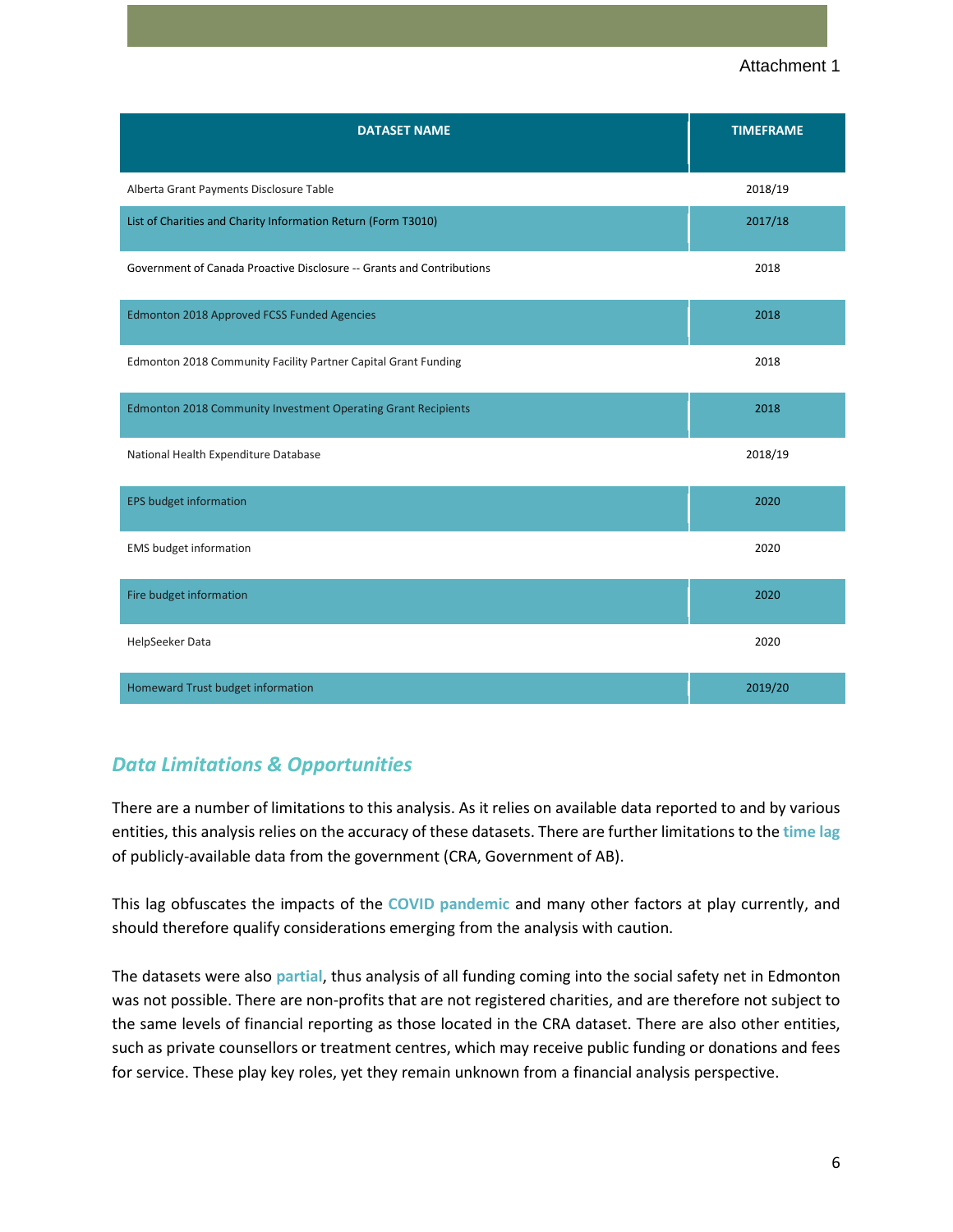Attachment 1

| DATASET NAME | TIMEFRAME |
| --- | --- |
| Alberta Grant Payments Disclosure Table | 2018/19 |
| List of Charities and Charity Information Return (Form T3010) | 2017/18 |
| Government of Canada Proactive Disclosure -- Grants and Contributions | 2018 |
| Edmonton 2018 Approved FCSS Funded Agencies | 2018 |
| Edmonton 2018 Community Facility Partner Capital Grant Funding | 2018 |
| Edmonton 2018 Community Investment Operating Grant Recipients | 2018 |
| National Health Expenditure Database | 2018/19 |
| EPS budget information | 2020 |
| EMS budget information | 2020 |
| Fire budget information | 2020 |
| HelpSeeker Data | 2020 |
| Homeward Trust budget information | 2019/20 |

## *Data Limitations & Opportunities*

There are a number of limitations to this analysis. As it relies on available data reported to and by various entities, this analysis relies on the accuracy of these datasets. There are further limitations to the **time lag** of publicly-available data from the government (CRA, Government of AB).

This lag obfuscates the impacts of the **COVID pandemic** and many other factors at play currently, and should therefore qualify considerations emerging from the analysis with caution.

The datasets were also **partial**, thus analysis of all funding coming into the social safety net in Edmonton was not possible. There are non-profits that are not registered charities, and are therefore not subject to the same levels of financial reporting as those located in the CRA dataset. There are also other entities, such as private counsellors or treatment centres, which may receive public funding or donations and fees for service. These play key roles, yet they remain unknown from a financial analysis perspective.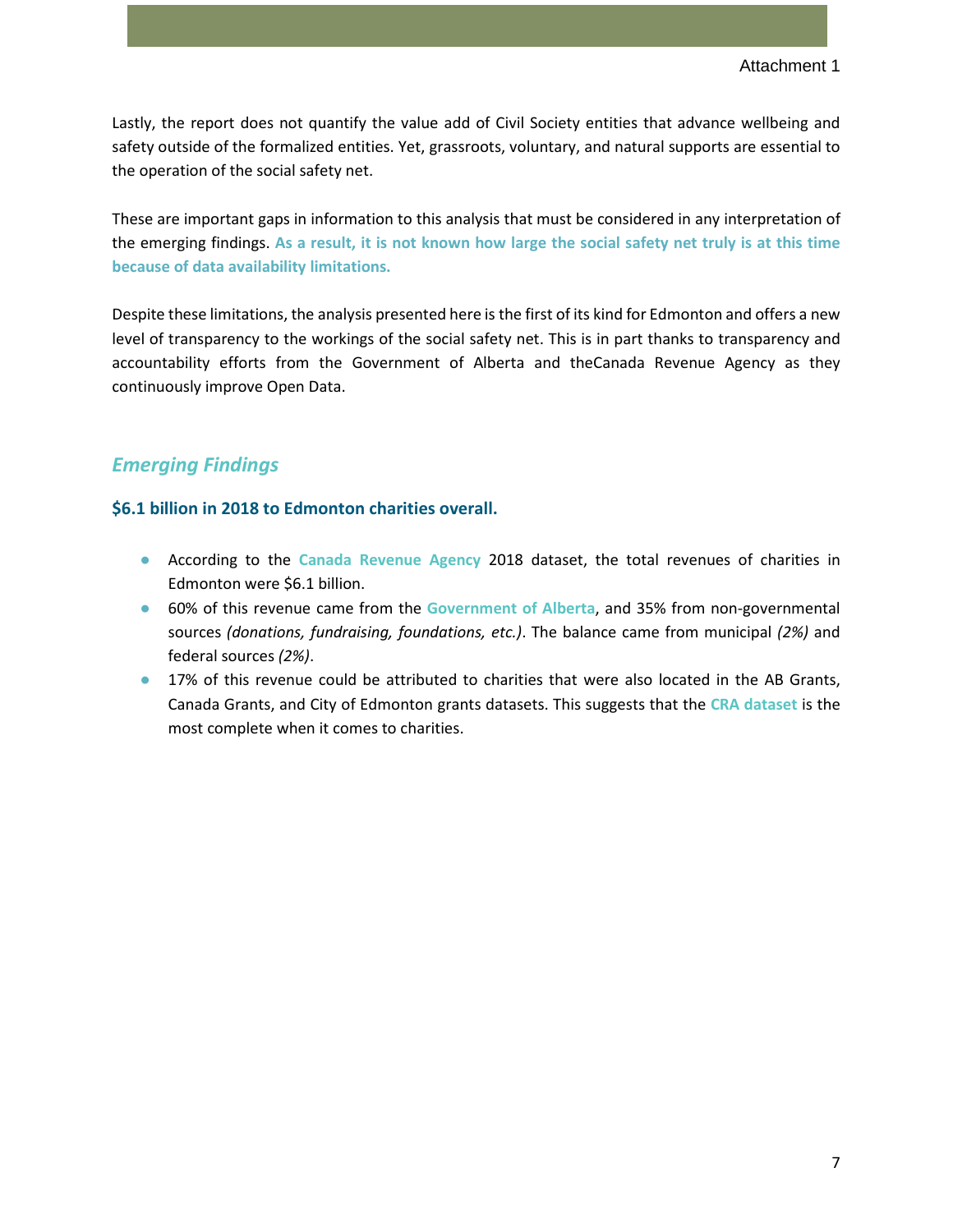Lastly, the report does not quantify the value add of Civil Society entities that advance wellbeing and safety outside of the formalized entities. Yet, grassroots, voluntary, and natural supports are essential to the operation of the social safety net.

These are important gaps in information to this analysis that must be considered in any interpretation of the emerging findings. **As a result, it is not known how large the social safety net truly is at this time because of data availability limitations.**

Despite these limitations, the analysis presented here is the first of its kind for Edmonton and offers a new level of transparency to the workings of the social safety net. This is in part thanks to transparency and accountability efforts from the Government of Alberta and theCanada Revenue Agency as they continuously improve Open Data.

## *Emerging Findings*

### $6.1 billion in 2018 to Edmonton charities overall.

- According to the **Canada Revenue Agency** 2018 dataset, the total revenues of charities in Edmonton were $6.1 billion.
- 60% of this revenue came from the **Government of Alberta**, and 35% from non-governmental sources *(donations, fundraising, foundations, etc.)*. The balance came from municipal *(2%)* and federal sources *(2%)*.
- 17% of this revenue could be attributed to charities that were also located in the AB Grants, Canada Grants, and City of Edmonton grants datasets. This suggests that the **CRA dataset** is the most complete when it comes to charities.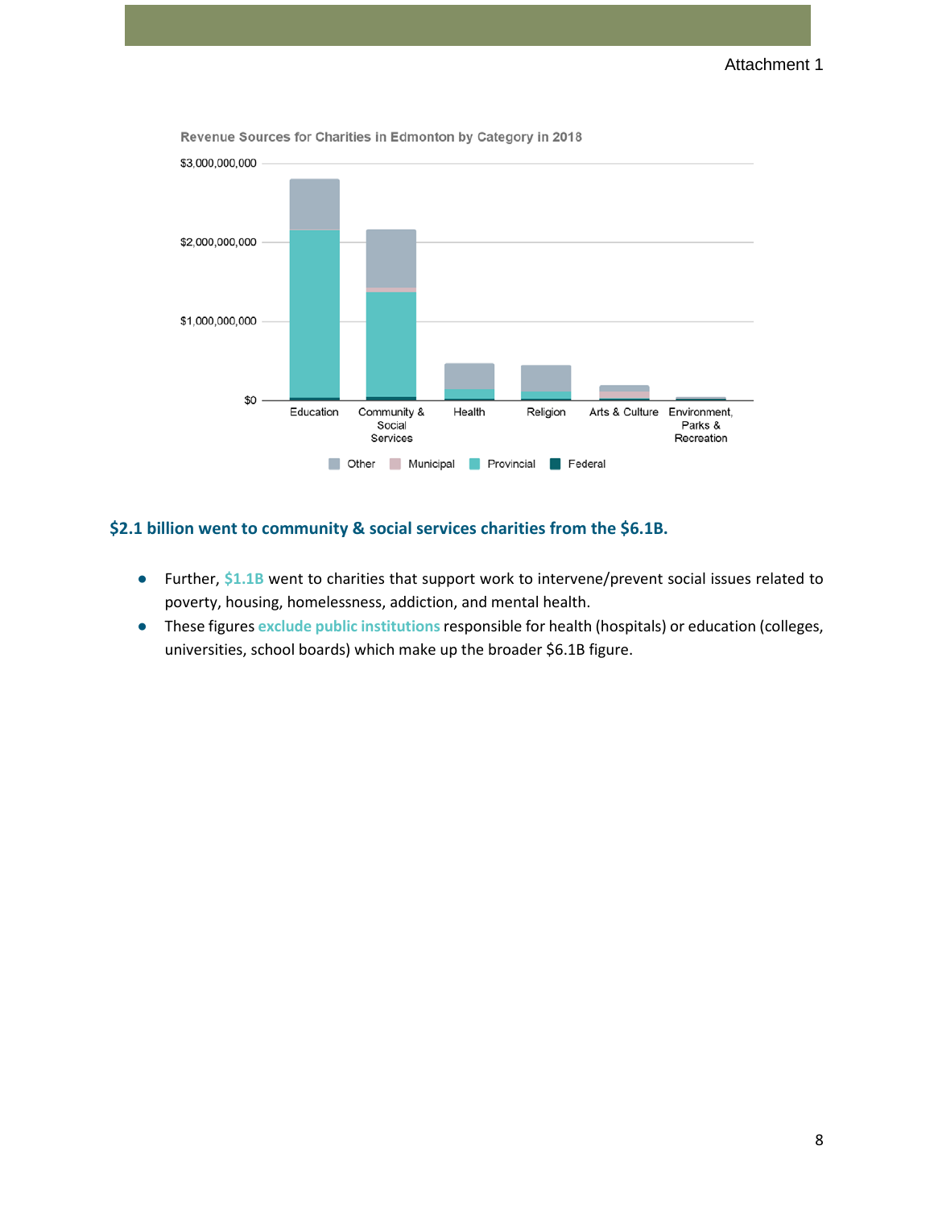Attachment 1

Revenue Sources for Charities in Edmonton by Category in 2018

$2.1 billion went to community & social services charities from the $6.1B.

- Further, $1.1B went to charities that support work to intervene/prevent social issues related to poverty, housing, homelessness, addiction, and mental health.
- These figures exclude public institutions responsible for health (hospitals) or education (colleges, universities, school boards) which make up the broader $6.1B figure.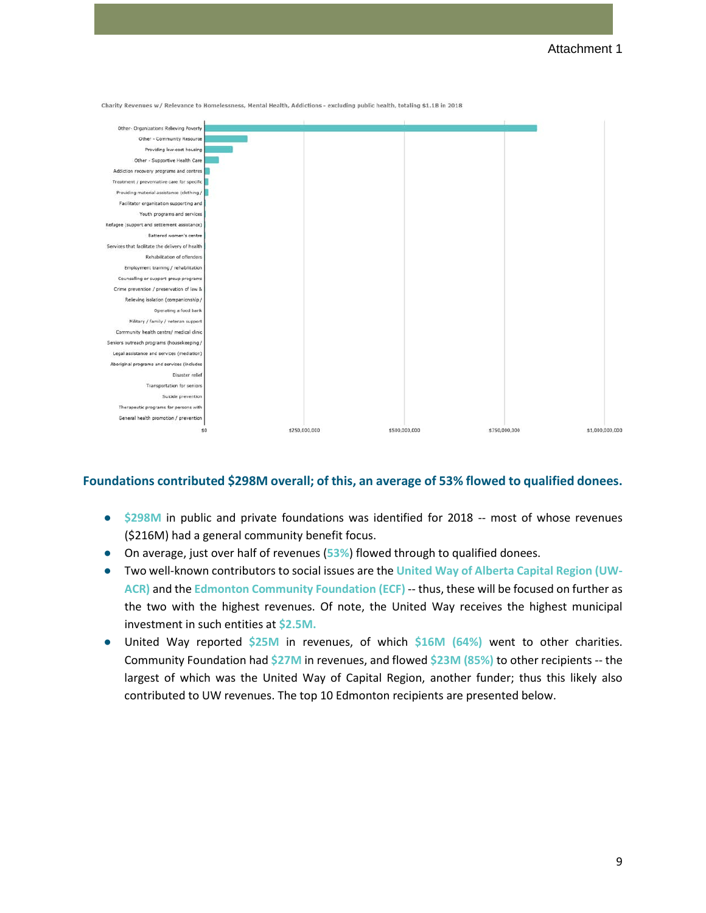Charity Revenues w/ Relevance to Homelessness, Mental Health, Addictions - excluding public health, totaling $1.1B in 2018

| Category |
|---|
| Other- Organizations Relieving Poverty |
| Other - Community Resource |
| Providing low-cost housing |
| Other - Supportive Health Care |
| Addiction recovery programs and centres |
| Treatment / preventative care for specific |
| Providing material assistance (clothing / |
| Facilitator organization supporting and |
| Youth programs and services |
| Refugee (support and settlement assistance) |
| Battered women's centre |
| Services that facilitate the delivery of health |
| Rehabilitation of offenders |
| Employment training / rehabilitation |
| Counselling or support group programs |
| Crime prevention / preservation of law & |
| Relieving isolation (companionship / |
| Operating a food bank |
| Military / family / veteran support |
| Community health centre/ medical clinic |
| Seniors outreach programs (housekeeping / |
| Legal assistance and services (mediation) |
| Aboriginal programs and services (includes |
| Disaster relief |
| Transportation for seniors |
| Suicide prevention |
| Therapeutic programs for persons with |
| General health promotion / prevention |

$0 — $250,000,000 — $500,000,000 — $750,000,000 — $1,000,000,000

**Foundations contributed $298M overall; of this, an average of 53% flowed to qualified donees.**

- **$298M** in public and private foundations was identified for 2018 -- most of whose revenues ($216M) had a general community benefit focus.
- On average, just over half of revenues (**53%**) flowed through to qualified donees.
- Two well-known contributors to social issues are the **United Way of Alberta Capital Region (UW-ACR)** and the **Edmonton Community Foundation (ECF)** -- thus, these will be focused on further as the two with the highest revenues. Of note, the United Way receives the highest municipal investment in such entities at **$2.5M.**
- United Way reported **$25M** in revenues, of which **$16M (64%)** went to other charities. Community Foundation had **$27M** in revenues, and flowed **$23M (85%)** to other recipients -- the largest of which was the United Way of Capital Region, another funder; thus this likely also contributed to UW revenues. The top 10 Edmonton recipients are presented below.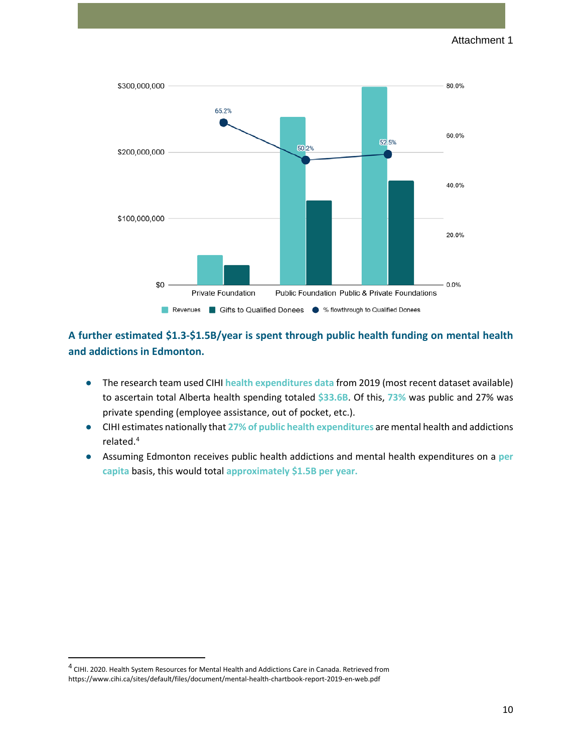**A further estimated $1.3-$1.5B/year is spent through public health funding on mental health and addictions in Edmonton.**

- The research team used CIHI **health expenditures data** from 2019 (most recent dataset available) to ascertain total Alberta health spending totaled **$33.6B**. Of this, **73%** was public and 27% was private spending (employee assistance, out of pocket, etc.).
- CIHI estimates nationally that **27% of public health expenditures** are mental health and addictions related.[4]
- Assuming Edmonton receives public health addictions and mental health expenditures on a **per capita** basis, this would total **approximately $1.5B per year.**

[4] CIHI. 2020. Health System Resources for Mental Health and Addictions Care in Canada. Retrieved from https://www.cihi.ca/sites/default/files/document/mental-health-chartbook-report-2019-en-web.pdf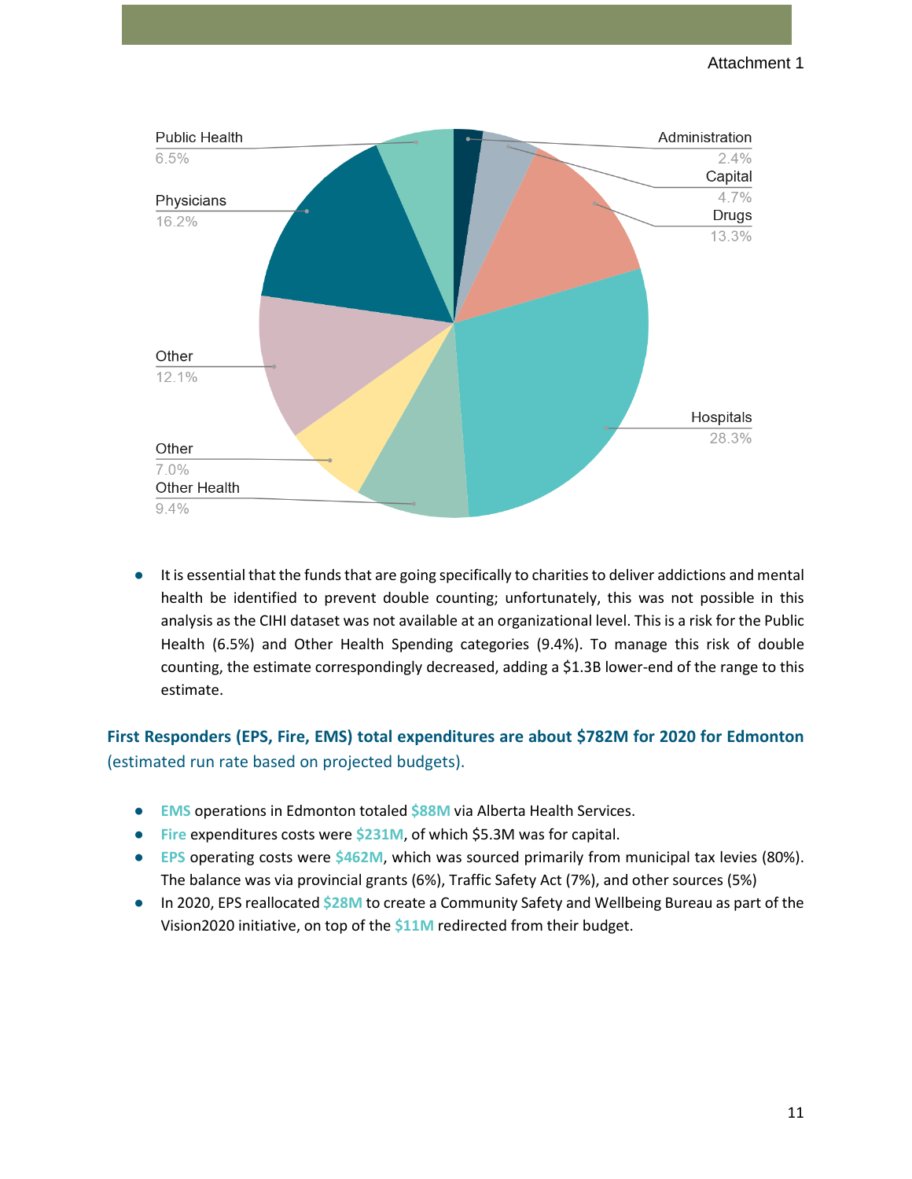| Category | Share |
|---|---|
| Administration | 2.4% |
| Capital | 4.7% |
| Drugs | 13.3% |
| Hospitals | 28.3% |
| Other Health | 9.4% |
| Other | 7.0% |
| Other | 12.1% |
| Physicians | 16.2% |
| Public Health | 6.5% |

- It is essential that the funds that are going specifically to charities to deliver addictions and mental health be identified to prevent double counting; unfortunately, this was not possible in this analysis as the CIHI dataset was not available at an organizational level. This is a risk for the Public Health (6.5%) and Other Health Spending categories (9.4%). To manage this risk of double counting, the estimate correspondingly decreased, adding a $1.3B lower-end of the range to this estimate.

**First Responders (EPS, Fire, EMS) total expenditures are about $782M for 2020 for Edmonton** (estimated run rate based on projected budgets).

- **EMS** operations in Edmonton totaled **$88M** via Alberta Health Services.
- **Fire** expenditures costs were **$231M**, of which $5.3M was for capital.
- **EPS** operating costs were **$462M**, which was sourced primarily from municipal tax levies (80%). The balance was via provincial grants (6%), Traffic Safety Act (7%), and other sources (5%)
- In 2020, EPS reallocated **$28M** to create a Community Safety and Wellbeing Bureau as part of the Vision2020 initiative, on top of the **$11M** redirected from their budget.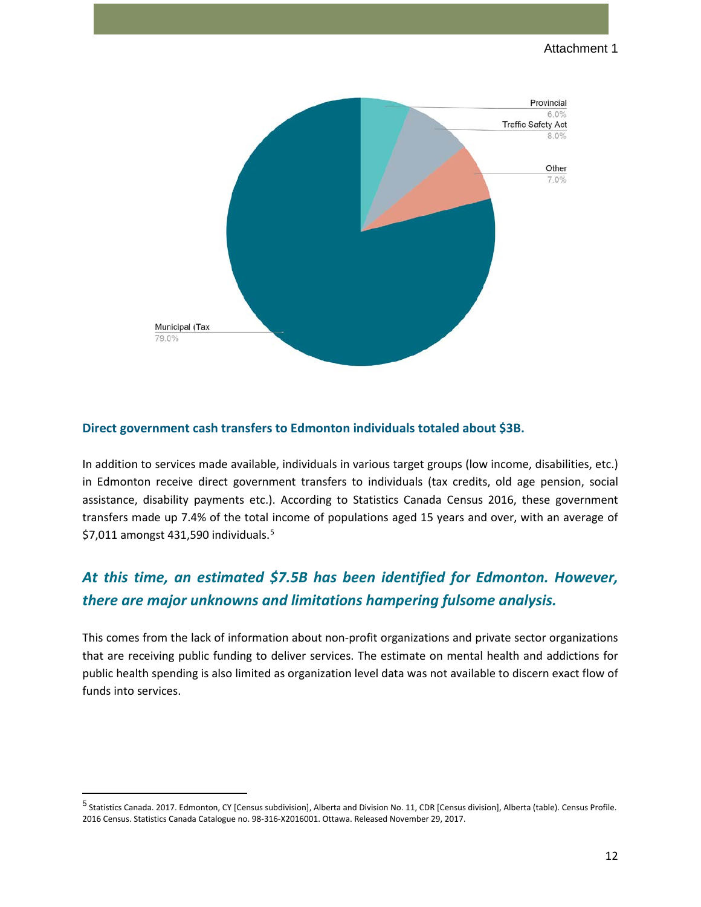Provincial
6.0%

Traffic Safety Act
8.0%

Other
7.0%

Municipal (Tax
79.0%

**Direct government cash transfers to Edmonton individuals totaled about $3B.**

In addition to services made available, individuals in various target groups (low income, disabilities, etc.) in Edmonton receive direct government transfers to individuals (tax credits, old age pension, social assistance, disability payments etc.). According to Statistics Canada Census 2016, these government transfers made up 7.4% of the total income of populations aged 15 years and over, with an average of $7,011 amongst 431,590 individuals.[5]

## *At this time, an estimated $7.5B has been identified for Edmonton. However, there are major unknowns and limitations hampering fulsome analysis.*

This comes from the lack of information about non-profit organizations and private sector organizations that are receiving public funding to deliver services. The estimate on mental health and addictions for public health spending is also limited as organization level data was not available to discern exact flow of funds into services.

[5] Statistics Canada. 2017. Edmonton, CY [Census subdivision], Alberta and Division No. 11, CDR [Census division], Alberta (table). Census Profile. 2016 Census. Statistics Canada Catalogue no. 98-316-X2016001. Ottawa. Released November 29, 2017.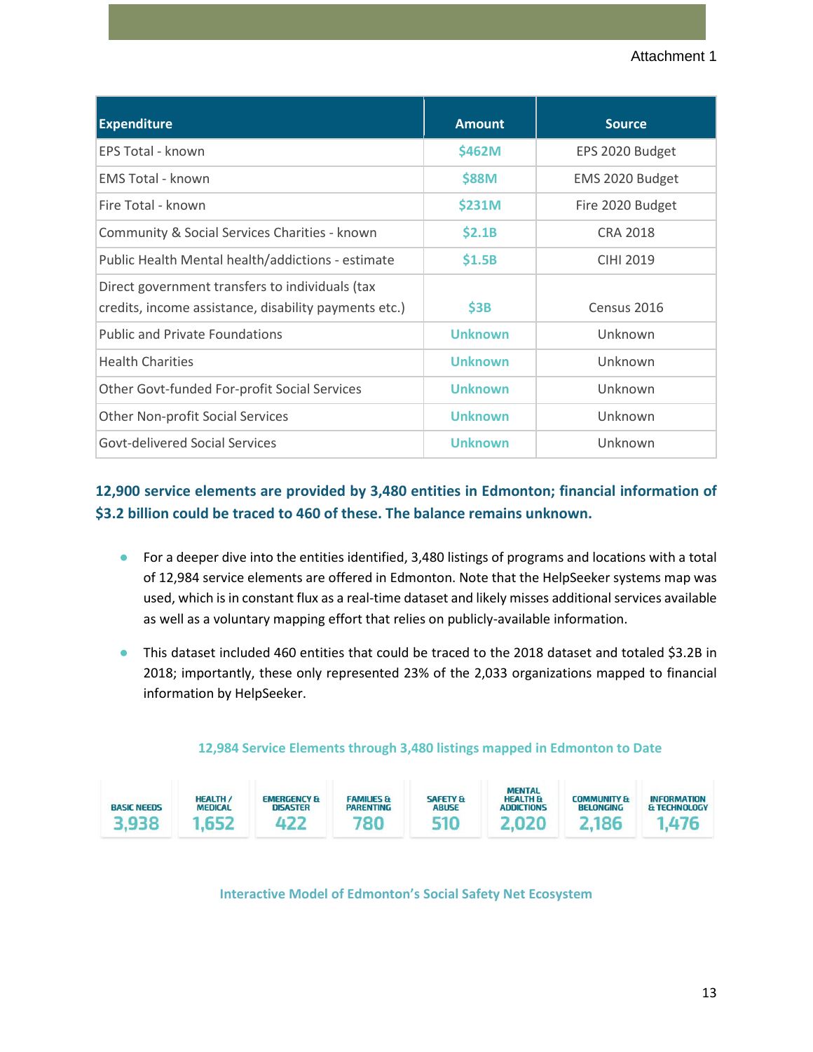Attachment 1

| Expenditure | Amount | Source |
|---|---|---|
| EPS Total - known | $462M | EPS 2020 Budget |
| EMS Total - known | $88M | EMS 2020 Budget |
| Fire Total - known | $231M | Fire 2020 Budget |
| Community & Social Services Charities - known | $2.1B | CRA 2018 |
| Public Health Mental health/addictions - estimate | $1.5B | CIHI 2019 |
| Direct government transfers to individuals (tax credits, income assistance, disability payments etc.) | $3B | Census 2016 |
| Public and Private Foundations | Unknown | Unknown |
| Health Charities | Unknown | Unknown |
| Other Govt-funded For-profit Social Services | Unknown | Unknown |
| Other Non-profit Social Services | Unknown | Unknown |
| Govt-delivered Social Services | Unknown | Unknown |

**12,900 service elements are provided by 3,480 entities in Edmonton; financial information of $3.2 billion could be traced to 460 of these. The balance remains unknown.**

- For a deeper dive into the entities identified, 3,480 listings of programs and locations with a total of 12,984 service elements are offered in Edmonton. Note that the HelpSeeker systems map was used, which is in constant flux as a real-time dataset and likely misses additional services available as well as a voluntary mapping effort that relies on publicly-available information.
- This dataset included 460 entities that could be traced to the 2018 dataset and totaled $3.2B in 2018; importantly, these only represented 23% of the 2,033 organizations mapped to financial information by HelpSeeker.

**12,984 Service Elements through 3,480 listings mapped in Edmonton to Date**

| BASIC NEEDS | HEALTH / MEDICAL | EMERGENCY & DISASTER | FAMILIES & PARENTING | SAFETY & ABUSE | MENTAL HEALTH & ADDICTIONS | COMMUNITY & BELONGING | INFORMATION & TECHNOLOGY |
|---|---|---|---|---|---|---|---|
| 3,938 | 1,652 | 422 | 780 | 510 | 2,020 | 2,186 | 1,476 |

**Interactive Model of Edmonton's Social Safety Net Ecosystem**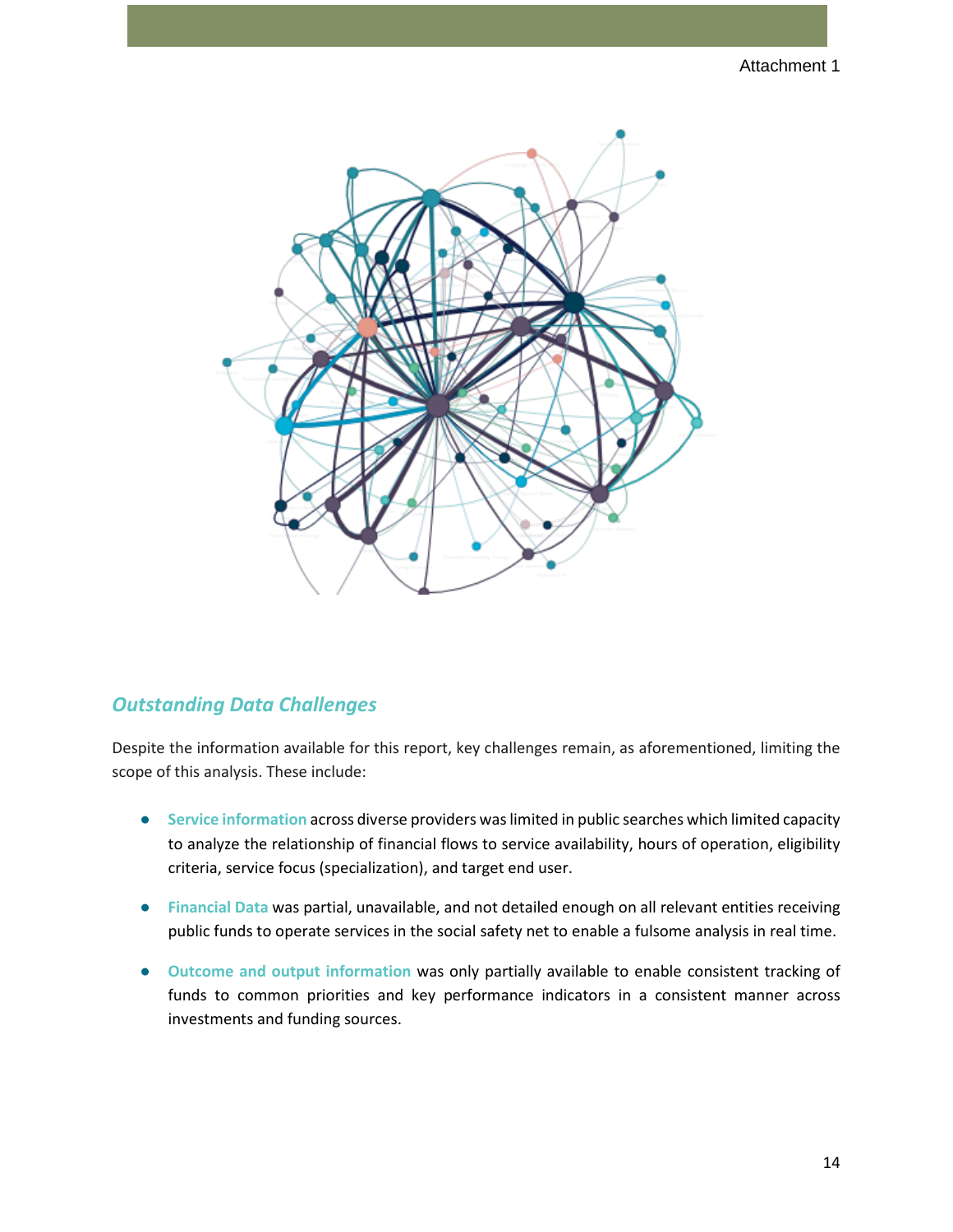## *Outstanding Data Challenges*

Despite the information available for this report, key challenges remain, as aforementioned, limiting the scope of this analysis. These include:

- **Service information** across diverse providers was limited in public searches which limited capacity to analyze the relationship of financial flows to service availability, hours of operation, eligibility criteria, service focus (specialization), and target end user.
- **Financial Data** was partial, unavailable, and not detailed enough on all relevant entities receiving public funds to operate services in the social safety net to enable a fulsome analysis in real time.
- **Outcome and output information** was only partially available to enable consistent tracking of funds to common priorities and key performance indicators in a consistent manner across investments and funding sources.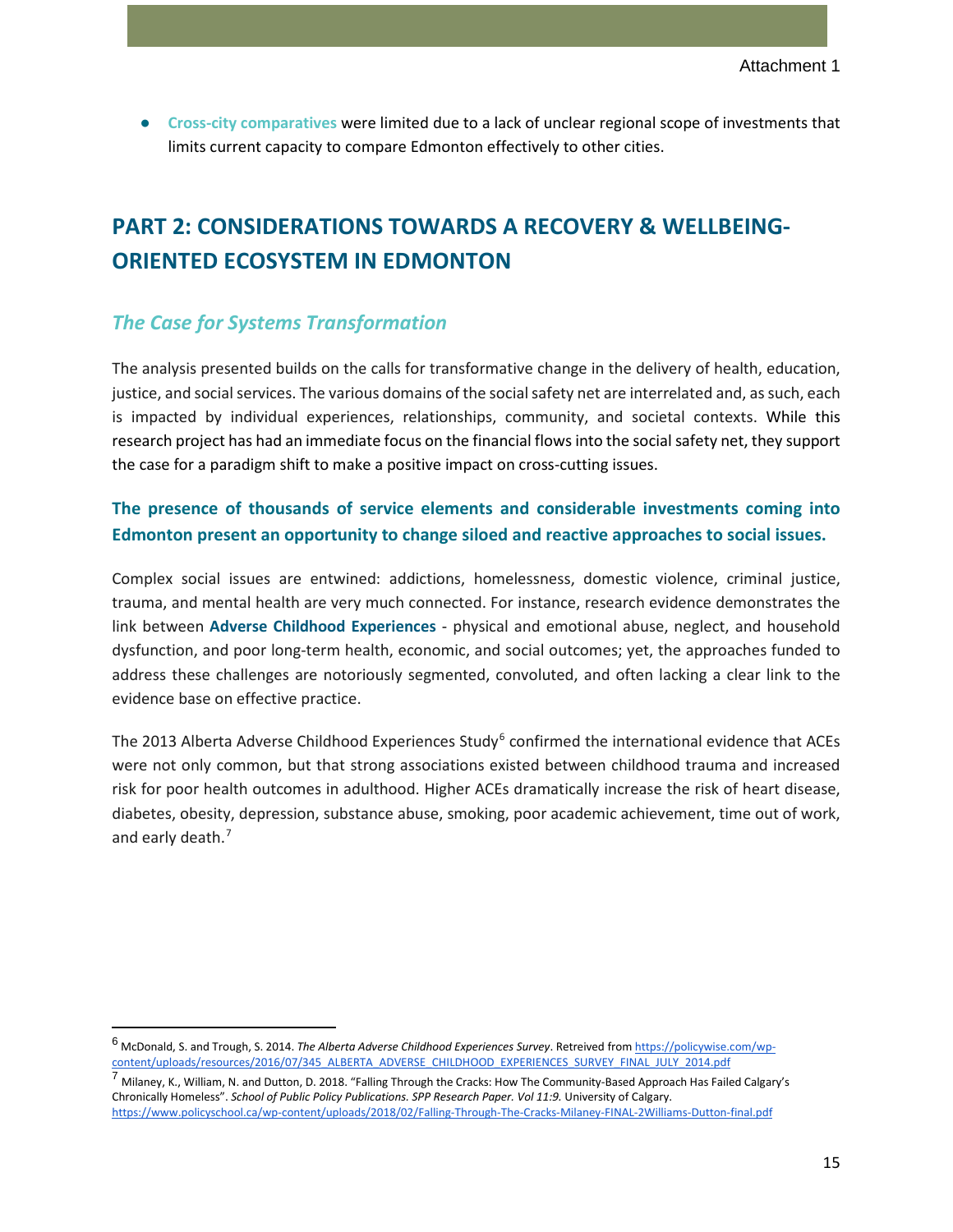- **Cross-city comparatives** were limited due to a lack of unclear regional scope of investments that limits current capacity to compare Edmonton effectively to other cities.

# PART 2: CONSIDERATIONS TOWARDS A RECOVERY & WELLBEING-ORIENTED ECOSYSTEM IN EDMONTON

## *The Case for Systems Transformation*

The analysis presented builds on the calls for transformative change in the delivery of health, education, justice, and social services. The various domains of the social safety net are interrelated and, as such, each is impacted by individual experiences, relationships, community, and societal contexts. While this research project has had an immediate focus on the financial flows into the social safety net, they support the case for a paradigm shift to make a positive impact on cross-cutting issues.

### The presence of thousands of service elements and considerable investments coming into Edmonton present an opportunity to change siloed and reactive approaches to social issues.

Complex social issues are entwined: addictions, homelessness, domestic violence, criminal justice, trauma, and mental health are very much connected. For instance, research evidence demonstrates the link between **Adverse Childhood Experiences** - physical and emotional abuse, neglect, and household dysfunction, and poor long-term health, economic, and social outcomes; yet, the approaches funded to address these challenges are notoriously segmented, convoluted, and often lacking a clear link to the evidence base on effective practice.

The 2013 Alberta Adverse Childhood Experiences Study[6] confirmed the international evidence that ACEs were not only common, but that strong associations existed between childhood trauma and increased risk for poor health outcomes in adulthood. Higher ACEs dramatically increase the risk of heart disease, diabetes, obesity, depression, substance abuse, smoking, poor academic achievement, time out of work, and early death.[7]

---

[6] McDonald, S. and Trough, S. 2014. *The Alberta Adverse Childhood Experiences Survey*. Retreived from https://policywise.com/wp-content/uploads/resources/2016/07/345_ALBERTA_ADVERSE_CHILDHOOD_EXPERIENCES_SURVEY_FINAL_JULY_2014.pdf

[7] Milaney, K., William, N. and Dutton, D. 2018. "Falling Through the Cracks: How The Community-Based Approach Has Failed Calgary's Chronically Homeless". *School of Public Policy Publications. SPP Research Paper. Vol 11:9.* University of Calgary. https://www.policyschool.ca/wp-content/uploads/2018/02/Falling-Through-The-Cracks-Milaney-FINAL-2Williams-Dutton-final.pdf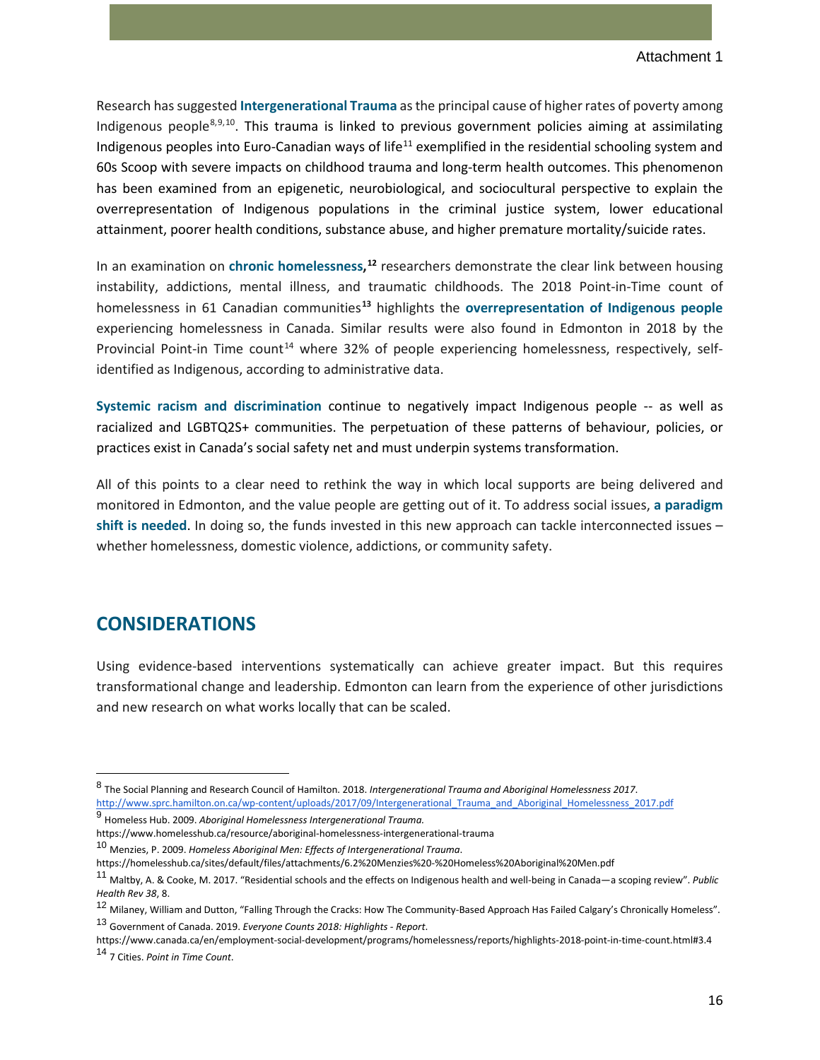Research has suggested **Intergenerational Trauma** as the principal cause of higher rates of poverty among Indigenous people[8,9,10]. This trauma is linked to previous government policies aiming at assimilating Indigenous peoples into Euro-Canadian ways of life[11] exemplified in the residential schooling system and 60s Scoop with severe impacts on childhood trauma and long-term health outcomes. This phenomenon has been examined from an epigenetic, neurobiological, and sociocultural perspective to explain the overrepresentation of Indigenous populations in the criminal justice system, lower educational attainment, poorer health conditions, substance abuse, and higher premature mortality/suicide rates.

In an examination on **chronic homelessness,**[12] researchers demonstrate the clear link between housing instability, addictions, mental illness, and traumatic childhoods. The 2018 Point-in-Time count of homelessness in 61 Canadian communities[13] highlights the **overrepresentation of Indigenous people** experiencing homelessness in Canada. Similar results were also found in Edmonton in 2018 by the Provincial Point-in Time count[14] where 32% of people experiencing homelessness, respectively, self-identified as Indigenous, according to administrative data.

**Systemic racism and discrimination** continue to negatively impact Indigenous people -- as well as racialized and LGBTQ2S+ communities. The perpetuation of these patterns of behaviour, policies, or practices exist in Canada's social safety net and must underpin systems transformation.

All of this points to a clear need to rethink the way in which local supports are being delivered and monitored in Edmonton, and the value people are getting out of it. To address social issues, **a paradigm shift is needed**. In doing so, the funds invested in this new approach can tackle interconnected issues – whether homelessness, domestic violence, addictions, or community safety.

## CONSIDERATIONS

Using evidence-based interventions systematically can achieve greater impact. But this requires transformational change and leadership. Edmonton can learn from the experience of other jurisdictions and new research on what works locally that can be scaled.

---

[8] The Social Planning and Research Council of Hamilton. 2018. *Intergenerational Trauma and Aboriginal Homelessness 2017*. http://www.sprc.hamilton.on.ca/wp-content/uploads/2017/09/Intergenerational_Trauma_and_Aboriginal_Homelessness_2017.pdf

[9] Homeless Hub. 2009. *Aboriginal Homelessness Intergenerational Trauma.* https://www.homelesshub.ca/resource/aboriginal-homelessness-intergenerational-trauma

[10] Menzies, P. 2009. *Homeless Aboriginal Men: Effects of Intergenerational Trauma*. https://homelesshub.ca/sites/default/files/attachments/6.2%20Menzies%20-%20Homeless%20Aboriginal%20Men.pdf

[11] Maltby, A. & Cooke, M. 2017. "Residential schools and the effects on Indigenous health and well-being in Canada—a scoping review". *Public Health Rev 38*, 8.

[12] Milaney, William and Dutton, "Falling Through the Cracks: How The Community-Based Approach Has Failed Calgary's Chronically Homeless".

[13] Government of Canada. 2019. *Everyone Counts 2018: Highlights - Report*. https://www.canada.ca/en/employment-social-development/programs/homelessness/reports/highlights-2018-point-in-time-count.html#3.4

[14] 7 Cities. *Point in Time Count*.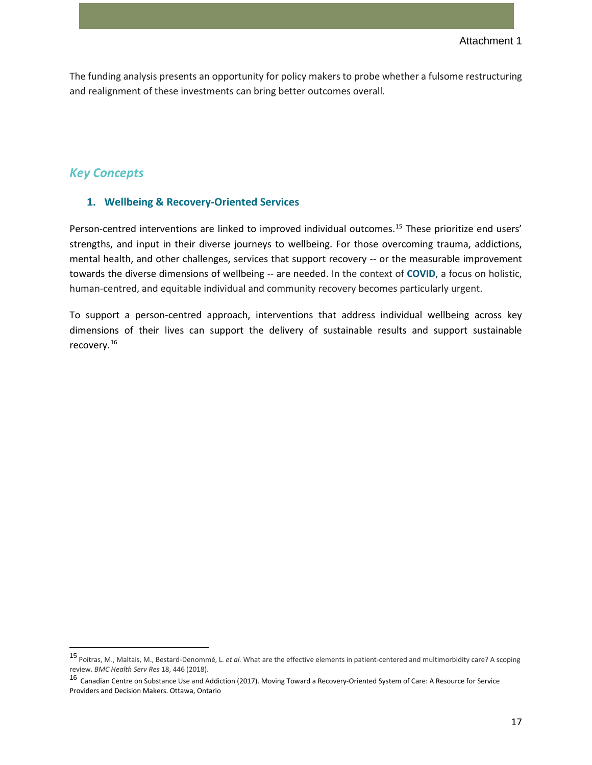The funding analysis presents an opportunity for policy makers to probe whether a fulsome restructuring and realignment of these investments can bring better outcomes overall.

## *Key Concepts*

### 1. Wellbeing & Recovery-Oriented Services

Person-centred interventions are linked to improved individual outcomes.[15] These prioritize end users' strengths, and input in their diverse journeys to wellbeing. For those overcoming trauma, addictions, mental health, and other challenges, services that support recovery -- or the measurable improvement towards the diverse dimensions of wellbeing -- are needed. In the context of **COVID**, a focus on holistic, human-centred, and equitable individual and community recovery becomes particularly urgent.

To support a person-centred approach, interventions that address individual wellbeing across key dimensions of their lives can support the delivery of sustainable results and support sustainable recovery.[16]

---

[15] Poitras, M., Maltais, M., Bestard-Denommé, L. *et al.* What are the effective elements in patient-centered and multimorbidity care? A scoping review. *BMC Health Serv Res* 18, 446 (2018).

[16] Canadian Centre on Substance Use and Addiction (2017). Moving Toward a Recovery-Oriented System of Care: A Resource for Service Providers and Decision Makers. Ottawa, Ontario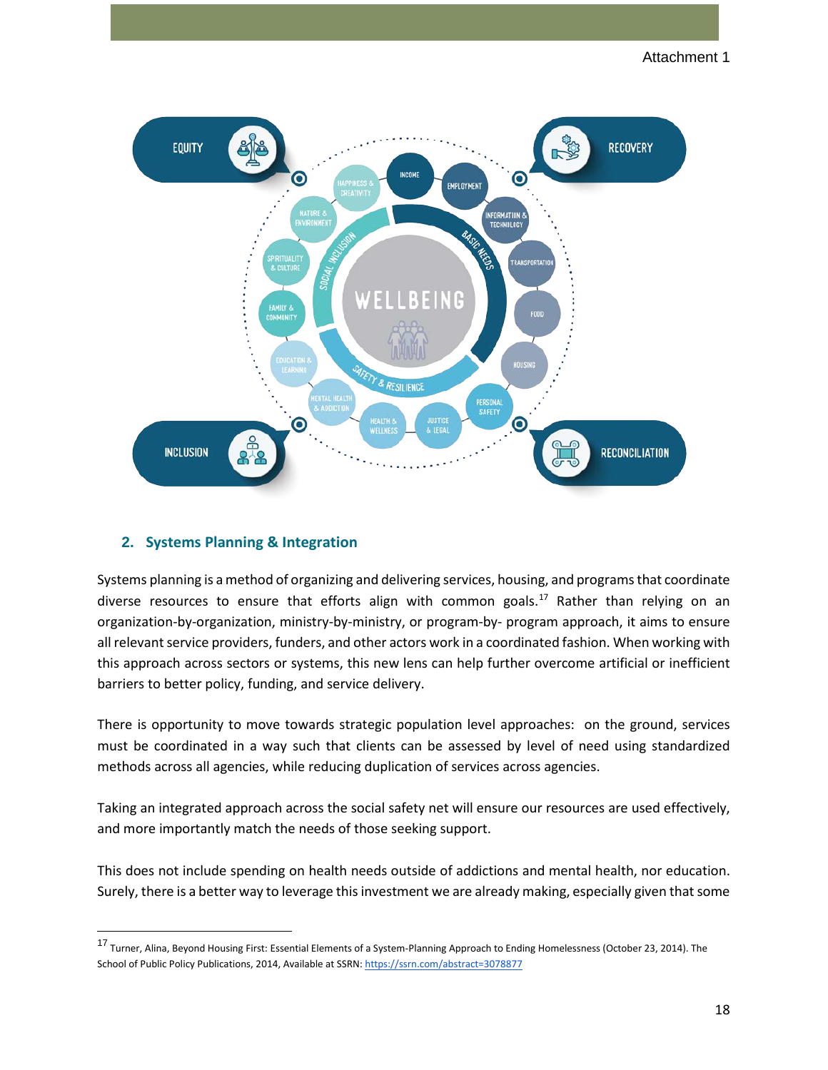## 2. Systems Planning & Integration

Systems planning is a method of organizing and delivering services, housing, and programs that coordinate diverse resources to ensure that efforts align with common goals.[17] Rather than relying on an organization-by-organization, ministry-by-ministry, or program-by- program approach, it aims to ensure all relevant service providers, funders, and other actors work in a coordinated fashion. When working with this approach across sectors or systems, this new lens can help further overcome artificial or inefficient barriers to better policy, funding, and service delivery.

There is opportunity to move towards strategic population level approaches: on the ground, services must be coordinated in a way such that clients can be assessed by level of need using standardized methods across all agencies, while reducing duplication of services across agencies.

Taking an integrated approach across the social safety net will ensure our resources are used effectively, and more importantly match the needs of those seeking support.

This does not include spending on health needs outside of addictions and mental health, nor education. Surely, there is a better way to leverage this investment we are already making, especially given that some

---

[17] Turner, Alina, Beyond Housing First: Essential Elements of a System-Planning Approach to Ending Homelessness (October 23, 2014). The School of Public Policy Publications, 2014, Available at SSRN: https://ssrn.com/abstract=3078877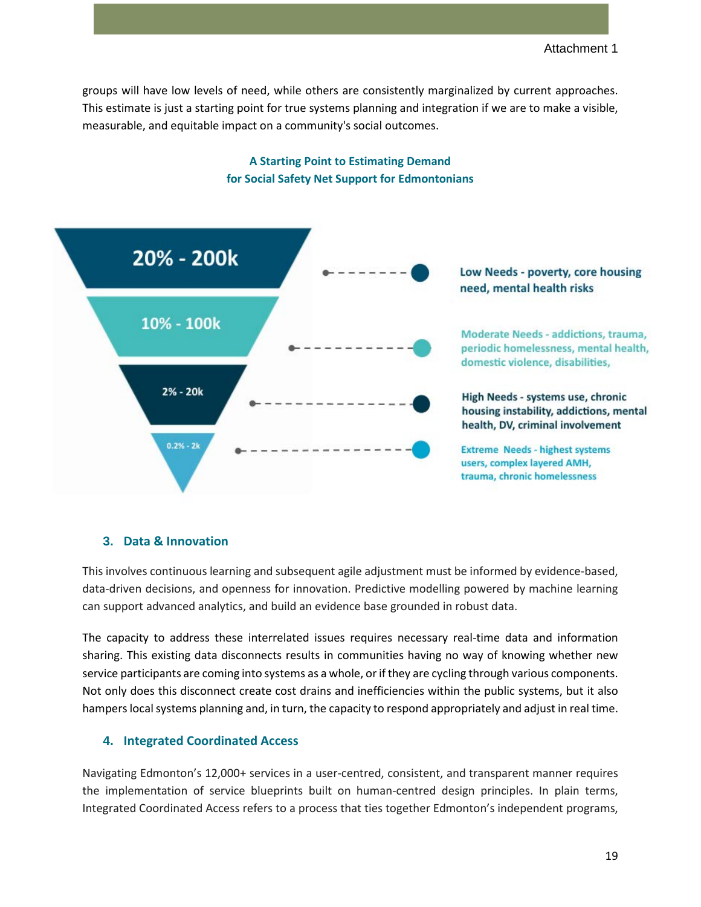groups will have low levels of need, while others are consistently marginalized by current approaches. This estimate is just a starting point for true systems planning and integration if we are to make a visible, measurable, and equitable impact on a community's social outcomes.

**A Starting Point to Estimating Demand for Social Safety Net Support for Edmontonians**

**20% - 200k** — **Low Needs** - poverty, core housing need, mental health risks

**10% - 100k** — **Moderate Needs** - addictions, trauma, periodic homelessness, mental health, domestic violence, disabilities,

**2% - 20k** — **High Needs** - systems use, chronic housing instability, addictions, mental health, DV, criminal involvement

**0.2% - 2k** — **Extreme Needs** - highest systems users, complex layered AMH, trauma, chronic homelessness

### 3. Data & Innovation

This involves continuous learning and subsequent agile adjustment must be informed by evidence-based, data-driven decisions, and openness for innovation. Predictive modelling powered by machine learning can support advanced analytics, and build an evidence base grounded in robust data.

The capacity to address these interrelated issues requires necessary real-time data and information sharing. This existing data disconnects results in communities having no way of knowing whether new service participants are coming into systems as a whole, or if they are cycling through various components. Not only does this disconnect create cost drains and inefficiencies within the public systems, but it also hampers local systems planning and, in turn, the capacity to respond appropriately and adjust in real time.

### 4. Integrated Coordinated Access

Navigating Edmonton's 12,000+ services in a user-centred, consistent, and transparent manner requires the implementation of service blueprints built on human-centred design principles. In plain terms, Integrated Coordinated Access refers to a process that ties together Edmonton's independent programs,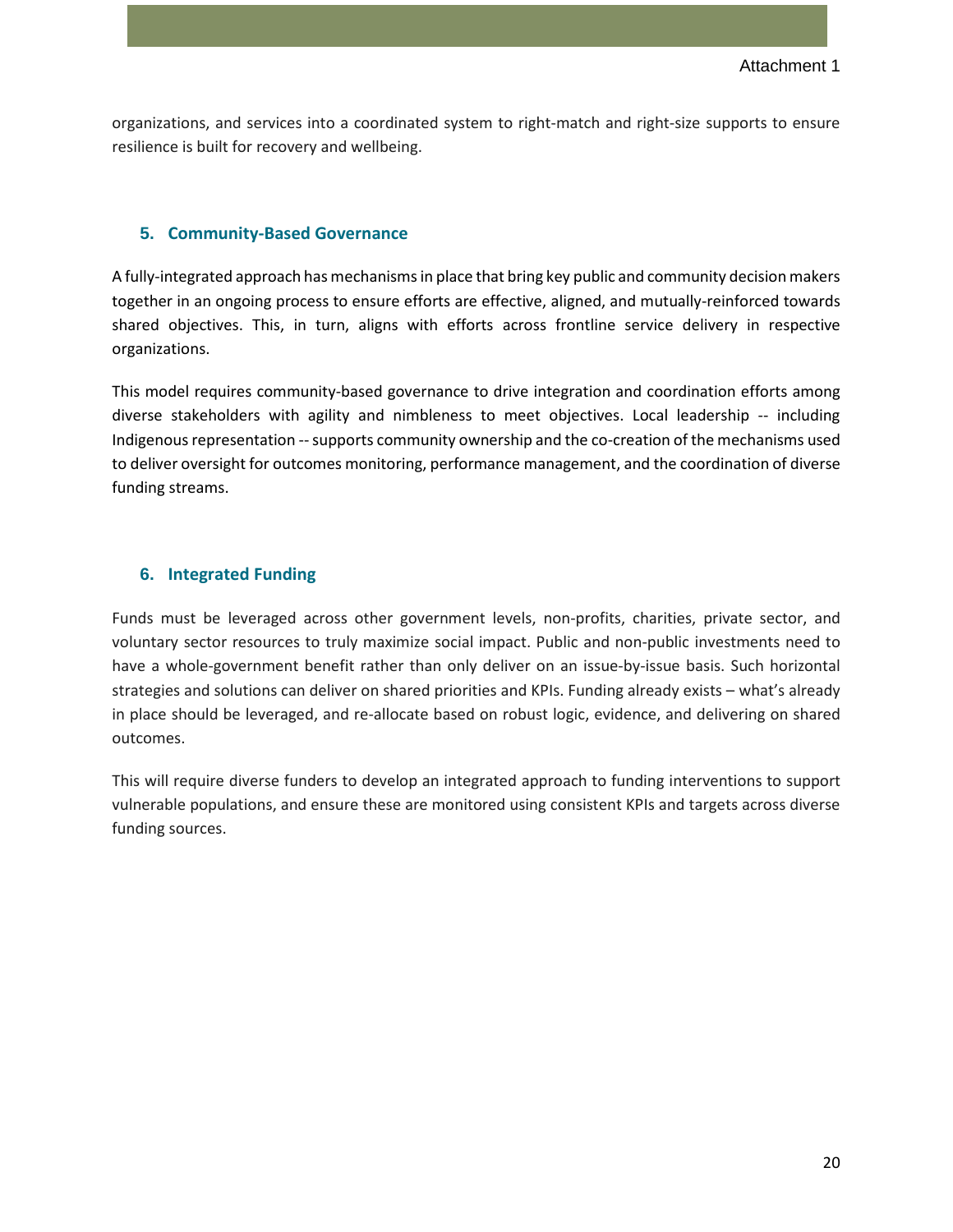organizations, and services into a coordinated system to right-match and right-size supports to ensure resilience is built for recovery and wellbeing.

### 5. Community-Based Governance

A fully-integrated approach has mechanisms in place that bring key public and community decision makers together in an ongoing process to ensure efforts are effective, aligned, and mutually-reinforced towards shared objectives. This, in turn, aligns with efforts across frontline service delivery in respective organizations.

This model requires community-based governance to drive integration and coordination efforts among diverse stakeholders with agility and nimbleness to meet objectives. Local leadership -- including Indigenous representation -- supports community ownership and the co-creation of the mechanisms used to deliver oversight for outcomes monitoring, performance management, and the coordination of diverse funding streams.

### 6. Integrated Funding

Funds must be leveraged across other government levels, non-profits, charities, private sector, and voluntary sector resources to truly maximize social impact. Public and non-public investments need to have a whole-government benefit rather than only deliver on an issue-by-issue basis. Such horizontal strategies and solutions can deliver on shared priorities and KPIs. Funding already exists – what's already in place should be leveraged, and re-allocate based on robust logic, evidence, and delivering on shared outcomes.

This will require diverse funders to develop an integrated approach to funding interventions to support vulnerable populations, and ensure these are monitored using consistent KPIs and targets across diverse funding sources.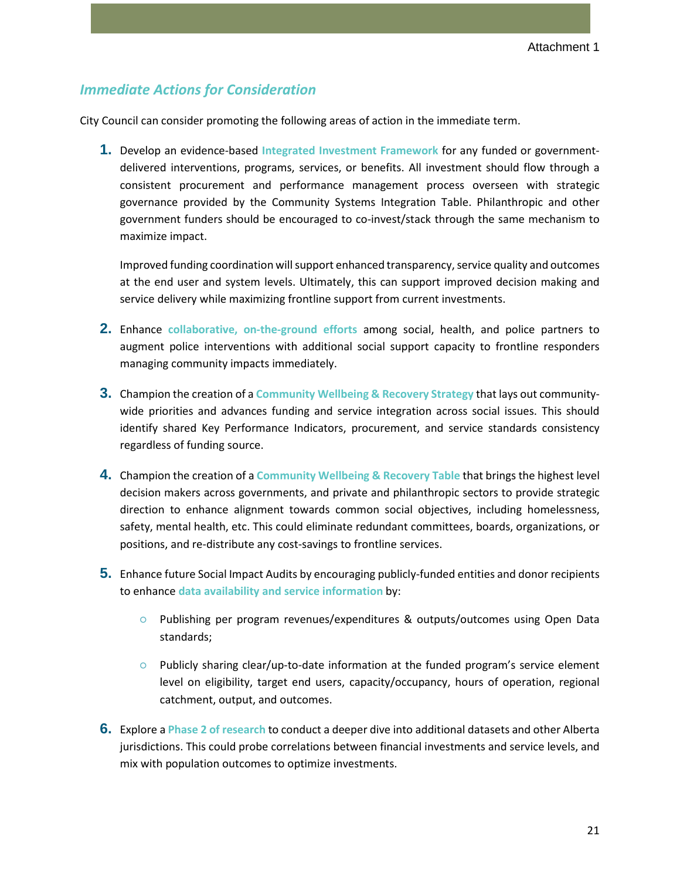Attachment 1

## *Immediate Actions for Consideration*

City Council can consider promoting the following areas of action in the immediate term.

1. Develop an evidence-based **Integrated Investment Framework** for any funded or government-delivered interventions, programs, services, or benefits. All investment should flow through a consistent procurement and performance management process overseen with strategic governance provided by the Community Systems Integration Table. Philanthropic and other government funders should be encouraged to co-invest/stack through the same mechanism to maximize impact.

   Improved funding coordination will support enhanced transparency, service quality and outcomes at the end user and system levels. Ultimately, this can support improved decision making and service delivery while maximizing frontline support from current investments.

2. Enhance **collaborative, on-the-ground efforts** among social, health, and police partners to augment police interventions with additional social support capacity to frontline responders managing community impacts immediately.

3. Champion the creation of a **Community Wellbeing & Recovery Strategy** that lays out community-wide priorities and advances funding and service integration across social issues. This should identify shared Key Performance Indicators, procurement, and service standards consistency regardless of funding source.

4. Champion the creation of a **Community Wellbeing & Recovery Table** that brings the highest level decision makers across governments, and private and philanthropic sectors to provide strategic direction to enhance alignment towards common social objectives, including homelessness, safety, mental health, etc. This could eliminate redundant committees, boards, organizations, or positions, and re-distribute any cost-savings to frontline services.

5. Enhance future Social Impact Audits by encouraging publicly-funded entities and donor recipients to enhance **data availability and service information** by:

   - Publishing per program revenues/expenditures & outputs/outcomes using Open Data standards;
   - Publicly sharing clear/up-to-date information at the funded program's service element level on eligibility, target end users, capacity/occupancy, hours of operation, regional catchment, output, and outcomes.

6. Explore a **Phase 2 of research** to conduct a deeper dive into additional datasets and other Alberta jurisdictions. This could probe correlations between financial investments and service levels, and mix with population outcomes to optimize investments.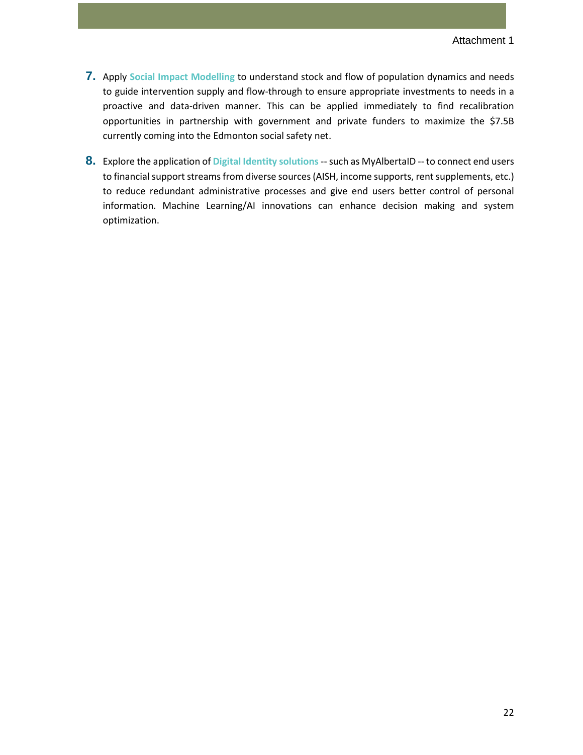7. Apply **Social Impact Modelling** to understand stock and flow of population dynamics and needs to guide intervention supply and flow-through to ensure appropriate investments to needs in a proactive and data-driven manner. This can be applied immediately to find recalibration opportunities in partnership with government and private funders to maximize the $7.5B currently coming into the Edmonton social safety net.

8. Explore the application of **Digital Identity solutions** -- such as MyAlbertaID -- to connect end users to financial support streams from diverse sources (AISH, income supports, rent supplements, etc.) to reduce redundant administrative processes and give end users better control of personal information. Machine Learning/AI innovations can enhance decision making and system optimization.